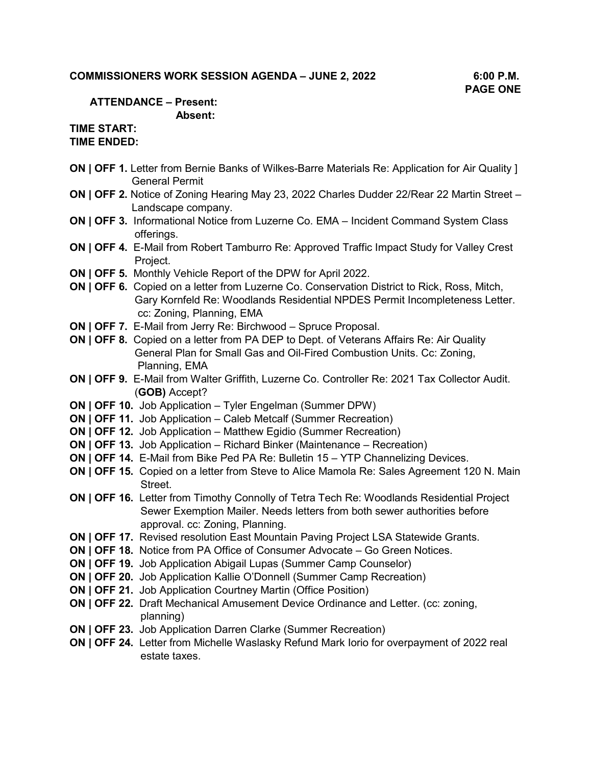**COMMISSIONERS WORK SESSION AGENDA – JUNE 2, 2022 6:00 P.M.**

**PAGE ONE**

**ATTENDANCE – Present:**

**Absent:**

**TIME START:**

**TIME ENDED:**

**ON | OFF 1.** Letter from Bernie Banks of Wilkes-Barre Materials Re: Application for Air Quality ] General Permit

**ON | OFF 2.** Notice of Zoning Hearing May 23, 2022 Charles Dudder 22/Rear 22 Martin Street – Landscape company.

**ON | OFF 3.** Informational Notice from Luzerne Co. EMA – Incident Command System Class offerings.

**ON | OFF 4.** E-Mail from Robert Tamburro Re: Approved Traffic Impact Study for Valley Crest Project.

**ON | OFF 5.** Monthly Vehicle Report of the DPW for April 2022.

**ON | OFF 6.** Copied on a letter from Luzerne Co. Conservation District to Rick, Ross, Mitch, Gary Kornfeld Re: Woodlands Residential NPDES Permit Incompleteness Letter. cc: Zoning, Planning, EMA

**ON | OFF 7.** E-Mail from Jerry Re: Birchwood – Spruce Proposal.

**ON | OFF 8.** Copied on a letter from PA DEP to Dept. of Veterans Affairs Re: Air Quality General Plan for Small Gas and Oil-Fired Combustion Units. Cc: Zoning, Planning, EMA

**ON | OFF 9.** E-Mail from Walter Griffith, Luzerne Co. Controller Re: 2021 Tax Collector Audit. (**GOB)** Accept?

**ON | OFF 10.** Job Application – Tyler Engelman (Summer DPW)

**ON | OFF 11.** Job Application – Caleb Metcalf (Summer Recreation)

**ON | OFF 12.** Job Application – Matthew Egidio (Summer Recreation)

**ON | OFF 13.** Job Application – Richard Binker (Maintenance – Recreation)

**ON | OFF 14.** E-Mail from Bike Ped PA Re: Bulletin 15 – YTP Channelizing Devices.

**ON | OFF 15.** Copied on a letter from Steve to Alice Mamola Re: Sales Agreement 120 N. Main Street.

**ON | OFF 16.** Letter from Timothy Connolly of Tetra Tech Re: Woodlands Residential Project Sewer Exemption Mailer. Needs letters from both sewer authorities before approval. cc: Zoning, Planning.

**ON | OFF 17.** Revised resolution East Mountain Paving Project LSA Statewide Grants.

**ON | OFF 18.** Notice from PA Office of Consumer Advocate – Go Green Notices.

**ON | OFF 19.** Job Application Abigail Lupas (Summer Camp Counselor)

**ON | OFF 20.** Job Application Kallie O'Donnell (Summer Camp Recreation)

**ON | OFF 21.** Job Application Courtney Martin (Office Position)

**ON | OFF 22.** Draft Mechanical Amusement Device Ordinance and Letter. (cc: zoning, planning)

**ON | OFF 23.** Job Application Darren Clarke (Summer Recreation)

**ON | OFF 24.** Letter from Michelle Waslasky Refund Mark Iorio for overpayment of 2022 real estate taxes.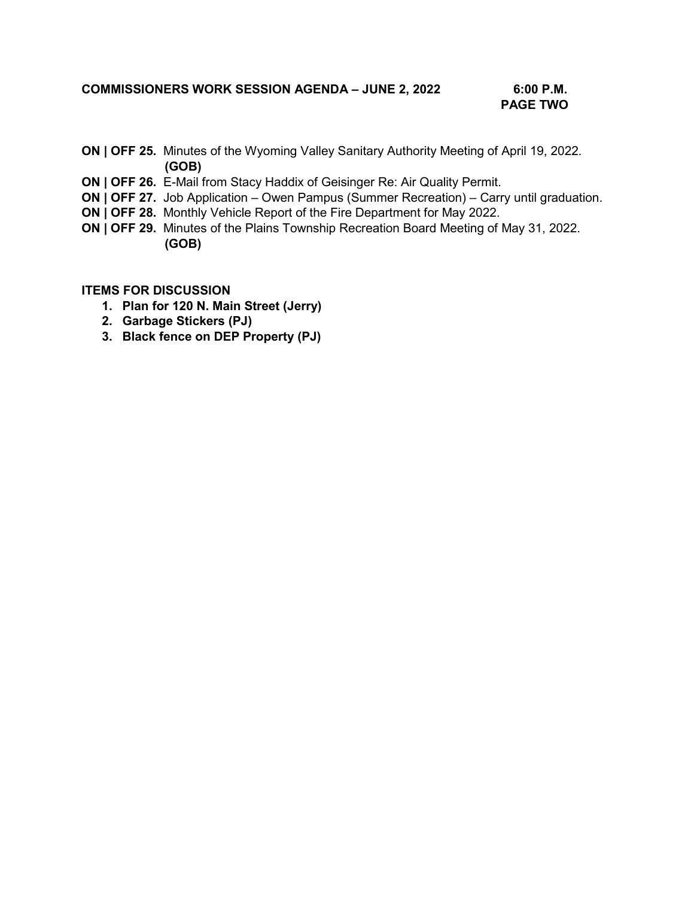**COMMISSIONERS WORK SESSION AGENDA – JUNE 2, 2022 6:00 P.M.**

**PAGE TWO**

**ON | OFF 25.** Minutes of the Wyoming Valley Sanitary Authority Meeting of April 19, 2022. **(GOB)**

**ON | OFF 26.** E-Mail from Stacy Haddix of Geisinger Re: Air Quality Permit.

**ON | OFF 27.** Job Application – Owen Pampus (Summer Recreation) – Carry until graduation.

**ON | OFF 28.** Monthly Vehicle Report of the Fire Department for May 2022.

**ON | OFF 29.** Minutes of the Plains Township Recreation Board Meeting of May 31, 2022. **(GOB)**

**ITEMS FOR DISCUSSION**

1. **Plan for 120 N. Main Street (Jerry)**
2. **Garbage Stickers (PJ)**
3. **Black fence on DEP Property (PJ)**